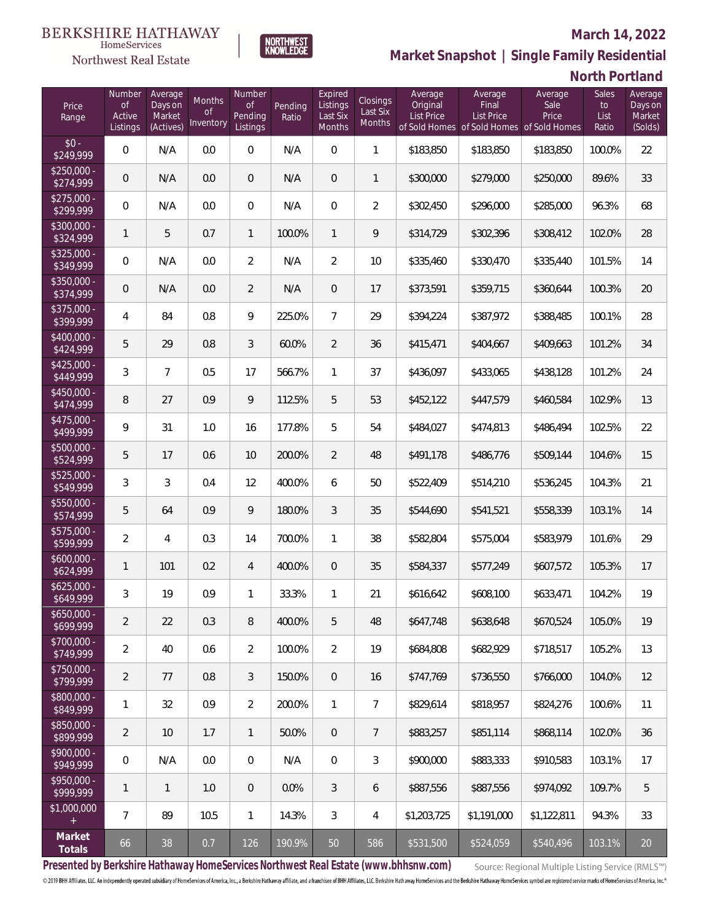BERKSHIRE HATHAWAY HomeServices Northwest Real Estate

NORTHWEST KNOWLEDGE

# March 14, 2022

## Market Snapshot | Single Family Residential

## North Portland

| Price Range | Number of Active Listings | Average Days on Market (Actives) | Months of Inventory | Number of Pending Listings | Pending Ratio | Expired Listings Last Six Months | Closings Last Six Months | Average Original List Price of Sold Homes | Average Final List Price of Sold Homes | Average Sale Price of Sold Homes | Sales to List Ratio | Average Days on Market (Solds) |
|---|---|---|---|---|---|---|---|---|---|---|---|---|
| $0 - $249,999 | 0 | N/A | 0.0 | 0 | N/A | 0 | 1 | $183,850 | $183,850 | $183,850 | 100.0% | 22 |
| $250,000 - $274,999 | 0 | N/A | 0.0 | 0 | N/A | 0 | 1 | $300,000 | $279,000 | $250,000 | 89.6% | 33 |
| $275,000 - $299,999 | 0 | N/A | 0.0 | 0 | N/A | 0 | 2 | $302,450 | $296,000 | $285,000 | 96.3% | 68 |
| $300,000 - $324,999 | 1 | 5 | 0.7 | 1 | 100.0% | 1 | 9 | $314,729 | $302,396 | $308,412 | 102.0% | 28 |
| $325,000 - $349,999 | 0 | N/A | 0.0 | 2 | N/A | 2 | 10 | $335,460 | $330,470 | $335,440 | 101.5% | 14 |
| $350,000 - $374,999 | 0 | N/A | 0.0 | 2 | N/A | 0 | 17 | $373,591 | $359,715 | $360,644 | 100.3% | 20 |
| $375,000 - $399,999 | 4 | 84 | 0.8 | 9 | 225.0% | 7 | 29 | $394,224 | $387,972 | $388,485 | 100.1% | 28 |
| $400,000 - $424,999 | 5 | 29 | 0.8 | 3 | 60.0% | 2 | 36 | $415,471 | $404,667 | $409,663 | 101.2% | 34 |
| $425,000 - $449,999 | 3 | 7 | 0.5 | 17 | 566.7% | 1 | 37 | $436,097 | $433,065 | $438,128 | 101.2% | 24 |
| $450,000 - $474,999 | 8 | 27 | 0.9 | 9 | 112.5% | 5 | 53 | $452,122 | $447,579 | $460,584 | 102.9% | 13 |
| $475,000 - $499,999 | 9 | 31 | 1.0 | 16 | 177.8% | 5 | 54 | $484,027 | $474,813 | $486,494 | 102.5% | 22 |
| $500,000 - $524,999 | 5 | 17 | 0.6 | 10 | 200.0% | 2 | 48 | $491,178 | $486,776 | $509,144 | 104.6% | 15 |
| $525,000 - $549,999 | 3 | 3 | 0.4 | 12 | 400.0% | 6 | 50 | $522,409 | $514,210 | $536,245 | 104.3% | 21 |
| $550,000 - $574,999 | 5 | 64 | 0.9 | 9 | 180.0% | 3 | 35 | $544,690 | $541,521 | $558,339 | 103.1% | 14 |
| $575,000 - $599,999 | 2 | 4 | 0.3 | 14 | 700.0% | 1 | 38 | $582,804 | $575,004 | $583,979 | 101.6% | 29 |
| $600,000 - $624,999 | 1 | 101 | 0.2 | 4 | 400.0% | 0 | 35 | $584,337 | $577,249 | $607,572 | 105.3% | 17 |
| $625,000 - $649,999 | 3 | 19 | 0.9 | 1 | 33.3% | 1 | 21 | $616,642 | $608,100 | $633,471 | 104.2% | 19 |
| $650,000 - $699,999 | 2 | 22 | 0.3 | 8 | 400.0% | 5 | 48 | $647,748 | $638,648 | $670,524 | 105.0% | 19 |
| $700,000 - $749,999 | 2 | 40 | 0.6 | 2 | 100.0% | 2 | 19 | $684,808 | $682,929 | $718,517 | 105.2% | 13 |
| $750,000 - $799,999 | 2 | 77 | 0.8 | 3 | 150.0% | 0 | 16 | $747,769 | $736,550 | $766,000 | 104.0% | 12 |
| $800,000 - $849,999 | 1 | 32 | 0.9 | 2 | 200.0% | 1 | 7 | $829,614 | $818,957 | $824,276 | 100.6% | 11 |
| $850,000 - $899,999 | 2 | 10 | 1.7 | 1 | 50.0% | 0 | 7 | $883,257 | $851,114 | $868,114 | 102.0% | 36 |
| $900,000 - $949,999 | 0 | N/A | 0.0 | 0 | N/A | 0 | 3 | $900,000 | $883,333 | $910,583 | 103.1% | 17 |
| $950,000 - $999,999 | 1 | 1 | 1.0 | 0 | 0.0% | 3 | 6 | $887,556 | $887,556 | $974,092 | 109.7% | 5 |
| $1,000,000 + | 7 | 89 | 10.5 | 1 | 14.3% | 3 | 4 | $1,203,725 | $1,191,000 | $1,122,811 | 94.3% | 33 |
| **Market Totals** | 66 | 38 | 0.7 | 126 | 190.9% | 50 | 586 | $531,500 | $524,059 | $540,496 | 103.1% | 20 |

**Presented by Berkshire Hathaway HomeServices Northwest Real Estate (www.bhhsnw.com)**

Source: Regional Multiple Listing Service (RMLS™)

© 2019 BHH Affiliates, LLC. An independently operated subsidiary of HomeServices of America, Inc., a Berkshire Hathaway affiliate, and a franchisee of BHH Affiliates, LLC. Berkshire Hathaway HomeServices and the Berkshire Hathaway HomeServices symbol are registered service marks of HomeServices of America, Inc.®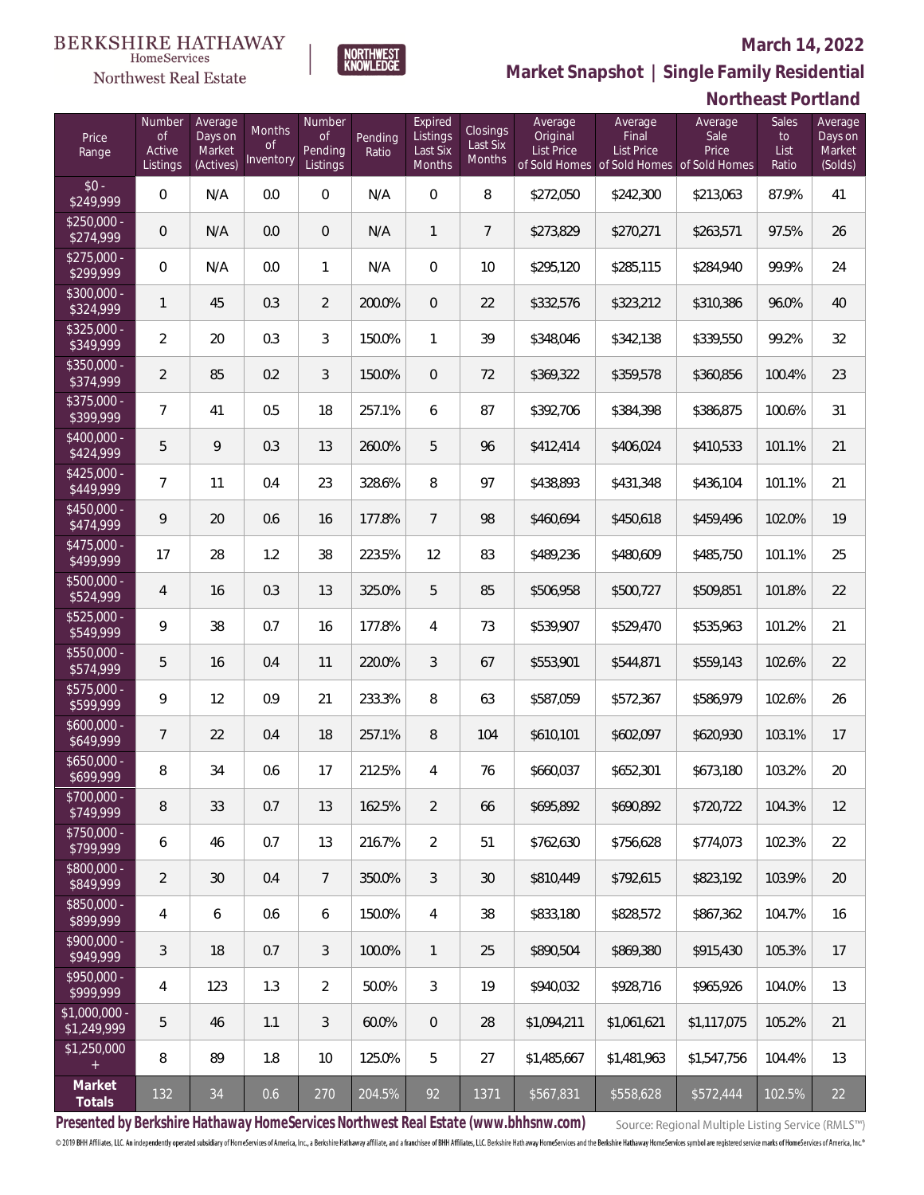BERKSHIRE HATHAWAY HomeServices Northwest Real Estate

NORTHWEST KNOWLEDGE

**March 14, 2022**

## Market Snapshot | Single Family Residential

## Northeast Portland

| Price Range | Number of Active Listings | Average Days on Market (Actives) | Months of Inventory | Number of Pending Listings | Pending Ratio | Expired Listings Last Six Months | Closings Last Six Months | Average Original List Price of Sold Homes | Average Final List Price of Sold Homes | Average Sale Price of Sold Homes | Sales to List Ratio | Average Days on Market (Solds) |
|---|---|---|---|---|---|---|---|---|---|---|---|---|
| $0 - $249,999 | 0 | N/A | 0.0 | 0 | N/A | 0 | 8 | $272,050 | $242,300 | $213,063 | 87.9% | 41 |
| $250,000 - $274,999 | 0 | N/A | 0.0 | 0 | N/A | 1 | 7 | $273,829 | $270,271 | $263,571 | 97.5% | 26 |
| $275,000 - $299,999 | 0 | N/A | 0.0 | 1 | N/A | 0 | 10 | $295,120 | $285,115 | $284,940 | 99.9% | 24 |
| $300,000 - $324,999 | 1 | 45 | 0.3 | 2 | 200.0% | 0 | 22 | $332,576 | $323,212 | $310,386 | 96.0% | 40 |
| $325,000 - $349,999 | 2 | 20 | 0.3 | 3 | 150.0% | 1 | 39 | $348,046 | $342,138 | $339,550 | 99.2% | 32 |
| $350,000 - $374,999 | 2 | 85 | 0.2 | 3 | 150.0% | 0 | 72 | $369,322 | $359,578 | $360,856 | 100.4% | 23 |
| $375,000 - $399,999 | 7 | 41 | 0.5 | 18 | 257.1% | 6 | 87 | $392,706 | $384,398 | $386,875 | 100.6% | 31 |
| $400,000 - $424,999 | 5 | 9 | 0.3 | 13 | 260.0% | 5 | 96 | $412,414 | $406,024 | $410,533 | 101.1% | 21 |
| $425,000 - $449,999 | 7 | 11 | 0.4 | 23 | 328.6% | 8 | 97 | $438,893 | $431,348 | $436,104 | 101.1% | 21 |
| $450,000 - $474,999 | 9 | 20 | 0.6 | 16 | 177.8% | 7 | 98 | $460,694 | $450,618 | $459,496 | 102.0% | 19 |
| $475,000 - $499,999 | 17 | 28 | 1.2 | 38 | 223.5% | 12 | 83 | $489,236 | $480,609 | $485,750 | 101.1% | 25 |
| $500,000 - $524,999 | 4 | 16 | 0.3 | 13 | 325.0% | 5 | 85 | $506,958 | $500,727 | $509,851 | 101.8% | 22 |
| $525,000 - $549,999 | 9 | 38 | 0.7 | 16 | 177.8% | 4 | 73 | $539,907 | $529,470 | $535,963 | 101.2% | 21 |
| $550,000 - $574,999 | 5 | 16 | 0.4 | 11 | 220.0% | 3 | 67 | $553,901 | $544,871 | $559,143 | 102.6% | 22 |
| $575,000 - $599,999 | 9 | 12 | 0.9 | 21 | 233.3% | 8 | 63 | $587,059 | $572,367 | $586,979 | 102.6% | 26 |
| $600,000 - $649,999 | 7 | 22 | 0.4 | 18 | 257.1% | 8 | 104 | $610,101 | $602,097 | $620,930 | 103.1% | 17 |
| $650,000 - $699,999 | 8 | 34 | 0.6 | 17 | 212.5% | 4 | 76 | $660,037 | $652,301 | $673,180 | 103.2% | 20 |
| $700,000 - $749,999 | 8 | 33 | 0.7 | 13 | 162.5% | 2 | 66 | $695,892 | $690,892 | $720,722 | 104.3% | 12 |
| $750,000 - $799,999 | 6 | 46 | 0.7 | 13 | 216.7% | 2 | 51 | $762,630 | $756,628 | $774,073 | 102.3% | 22 |
| $800,000 - $849,999 | 2 | 30 | 0.4 | 7 | 350.0% | 3 | 30 | $810,449 | $792,615 | $823,192 | 103.9% | 20 |
| $850,000 - $899,999 | 4 | 6 | 0.6 | 6 | 150.0% | 4 | 38 | $833,180 | $828,572 | $867,362 | 104.7% | 16 |
| $900,000 - $949,999 | 3 | 18 | 0.7 | 3 | 100.0% | 1 | 25 | $890,504 | $869,380 | $915,430 | 105.3% | 17 |
| $950,000 - $999,999 | 4 | 123 | 1.3 | 2 | 50.0% | 3 | 19 | $940,032 | $928,716 | $965,926 | 104.0% | 13 |
| $1,000,000 - $1,249,999 | 5 | 46 | 1.1 | 3 | 60.0% | 0 | 28 | $1,094,211 | $1,061,621 | $1,117,075 | 105.2% | 21 |
| $1,250,000 + | 8 | 89 | 1.8 | 10 | 125.0% | 5 | 27 | $1,485,667 | $1,481,963 | $1,547,756 | 104.4% | 13 |
| **Market Totals** | 132 | 34 | 0.6 | 270 | 204.5% | 92 | 1371 | $567,831 | $558,628 | $572,444 | 102.5% | 22 |

**Presented by Berkshire Hathaway HomeServices Northwest Real Estate (www.bhhsnw.com)**

Source: Regional Multiple Listing Service (RMLS™)

© 2019 BHH Affiliates, LLC. An independently operated subsidiary of HomeServices of America, Inc., a Berkshire Hathaway affiliate, and a franchisee of BHH Affiliates, LLC. Berkshire Hathaway HomeServices and the Berkshire Hathaway HomeServices symbol are registered service marks of HomeServices of America, Inc.®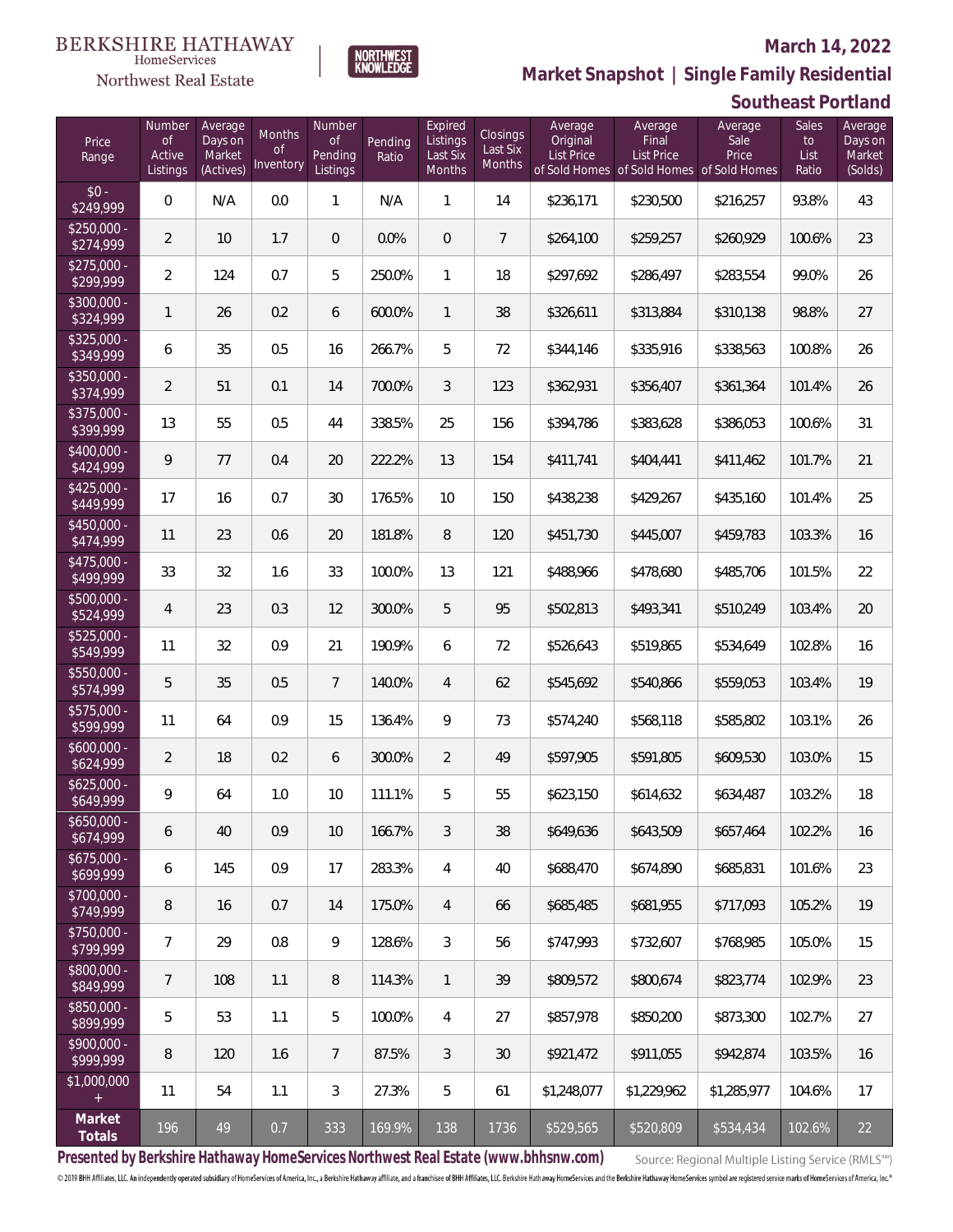BERKSHIRE HATHAWAY HomeServices Northwest Real Estate

NORTHWEST KNOWLEDGE

# March 14, 2022

## Market Snapshot | Single Family Residential

## Southeast Portland

| Price Range | Number of Active Listings | Average Days on Market (Actives) | Months of Inventory | Number of Pending Listings | Pending Ratio | Expired Listings Last Six Months | Closings Last Six Months | Average Original List Price of Sold Homes | Average Final List Price of Sold Homes | Average Sale Price of Sold Homes | Sales to List Ratio | Average Days on Market (Solds) |
|---|---|---|---|---|---|---|---|---|---|---|---|---|
| $0 - $249,999 | 0 | N/A | 0.0 | 1 | N/A | 1 | 14 | $236,171 | $230,500 | $216,257 | 93.8% | 43 |
| $250,000 - $274,999 | 2 | 10 | 1.7 | 0 | 0.0% | 0 | 7 | $264,100 | $259,257 | $260,929 | 100.6% | 23 |
| $275,000 - $299,999 | 2 | 124 | 0.7 | 5 | 250.0% | 1 | 18 | $297,692 | $286,497 | $283,554 | 99.0% | 26 |
| $300,000 - $324,999 | 1 | 26 | 0.2 | 6 | 600.0% | 1 | 38 | $326,611 | $313,884 | $310,138 | 98.8% | 27 |
| $325,000 - $349,999 | 6 | 35 | 0.5 | 16 | 266.7% | 5 | 72 | $344,146 | $335,916 | $338,563 | 100.8% | 26 |
| $350,000 - $374,999 | 2 | 51 | 0.1 | 14 | 700.0% | 3 | 123 | $362,931 | $356,407 | $361,364 | 101.4% | 26 |
| $375,000 - $399,999 | 13 | 55 | 0.5 | 44 | 338.5% | 25 | 156 | $394,786 | $383,628 | $386,053 | 100.6% | 31 |
| $400,000 - $424,999 | 9 | 77 | 0.4 | 20 | 222.2% | 13 | 154 | $411,741 | $404,441 | $411,462 | 101.7% | 21 |
| $425,000 - $449,999 | 17 | 16 | 0.7 | 30 | 176.5% | 10 | 150 | $438,238 | $429,267 | $435,160 | 101.4% | 25 |
| $450,000 - $474,999 | 11 | 23 | 0.6 | 20 | 181.8% | 8 | 120 | $451,730 | $445,007 | $459,783 | 103.3% | 16 |
| $475,000 - $499,999 | 33 | 32 | 1.6 | 33 | 100.0% | 13 | 121 | $488,966 | $478,680 | $485,706 | 101.5% | 22 |
| $500,000 - $524,999 | 4 | 23 | 0.3 | 12 | 300.0% | 5 | 95 | $502,813 | $493,341 | $510,249 | 103.4% | 20 |
| $525,000 - $549,999 | 11 | 32 | 0.9 | 21 | 190.9% | 6 | 72 | $526,643 | $519,865 | $534,649 | 102.8% | 16 |
| $550,000 - $574,999 | 5 | 35 | 0.5 | 7 | 140.0% | 4 | 62 | $545,692 | $540,866 | $559,053 | 103.4% | 19 |
| $575,000 - $599,999 | 11 | 64 | 0.9 | 15 | 136.4% | 9 | 73 | $574,240 | $568,118 | $585,802 | 103.1% | 26 |
| $600,000 - $624,999 | 2 | 18 | 0.2 | 6 | 300.0% | 2 | 49 | $597,905 | $591,805 | $609,530 | 103.0% | 15 |
| $625,000 - $649,999 | 9 | 64 | 1.0 | 10 | 111.1% | 5 | 55 | $623,150 | $614,632 | $634,487 | 103.2% | 18 |
| $650,000 - $674,999 | 6 | 40 | 0.9 | 10 | 166.7% | 3 | 38 | $649,636 | $643,509 | $657,464 | 102.2% | 16 |
| $675,000 - $699,999 | 6 | 145 | 0.9 | 17 | 283.3% | 4 | 40 | $688,470 | $674,890 | $685,831 | 101.6% | 23 |
| $700,000 - $749,999 | 8 | 16 | 0.7 | 14 | 175.0% | 4 | 66 | $685,485 | $681,955 | $717,093 | 105.2% | 19 |
| $750,000 - $799,999 | 7 | 29 | 0.8 | 9 | 128.6% | 3 | 56 | $747,993 | $732,607 | $768,985 | 105.0% | 15 |
| $800,000 - $849,999 | 7 | 108 | 1.1 | 8 | 114.3% | 1 | 39 | $809,572 | $800,674 | $823,774 | 102.9% | 23 |
| $850,000 - $899,999 | 5 | 53 | 1.1 | 5 | 100.0% | 4 | 27 | $857,978 | $850,200 | $873,300 | 102.7% | 27 |
| $900,000 - $999,999 | 8 | 120 | 1.6 | 7 | 87.5% | 3 | 30 | $921,472 | $911,055 | $942,874 | 103.5% | 16 |
| $1,000,000 + | 11 | 54 | 1.1 | 3 | 27.3% | 5 | 61 | $1,248,077 | $1,229,962 | $1,285,977 | 104.6% | 17 |
| **Market Totals** | 196 | 49 | 0.7 | 333 | 169.9% | 138 | 1736 | $529,565 | $520,809 | $534,434 | 102.6% | 22 |

**Presented by Berkshire Hathaway HomeServices Northwest Real Estate (www.bhhsnw.com)**

Source: Regional Multiple Listing Service (RMLS™)

© 2019 BHH Affiliates, LLC. An independently operated subsidiary of HomeServices of America, Inc., a Berkshire Hathaway affiliate, and a franchisee of BHH Affiliates, LLC. Berkshire Hathaway HomeServices and the Berkshire Hathaway HomeServices symbol are registered service marks of HomeServices of America, Inc.®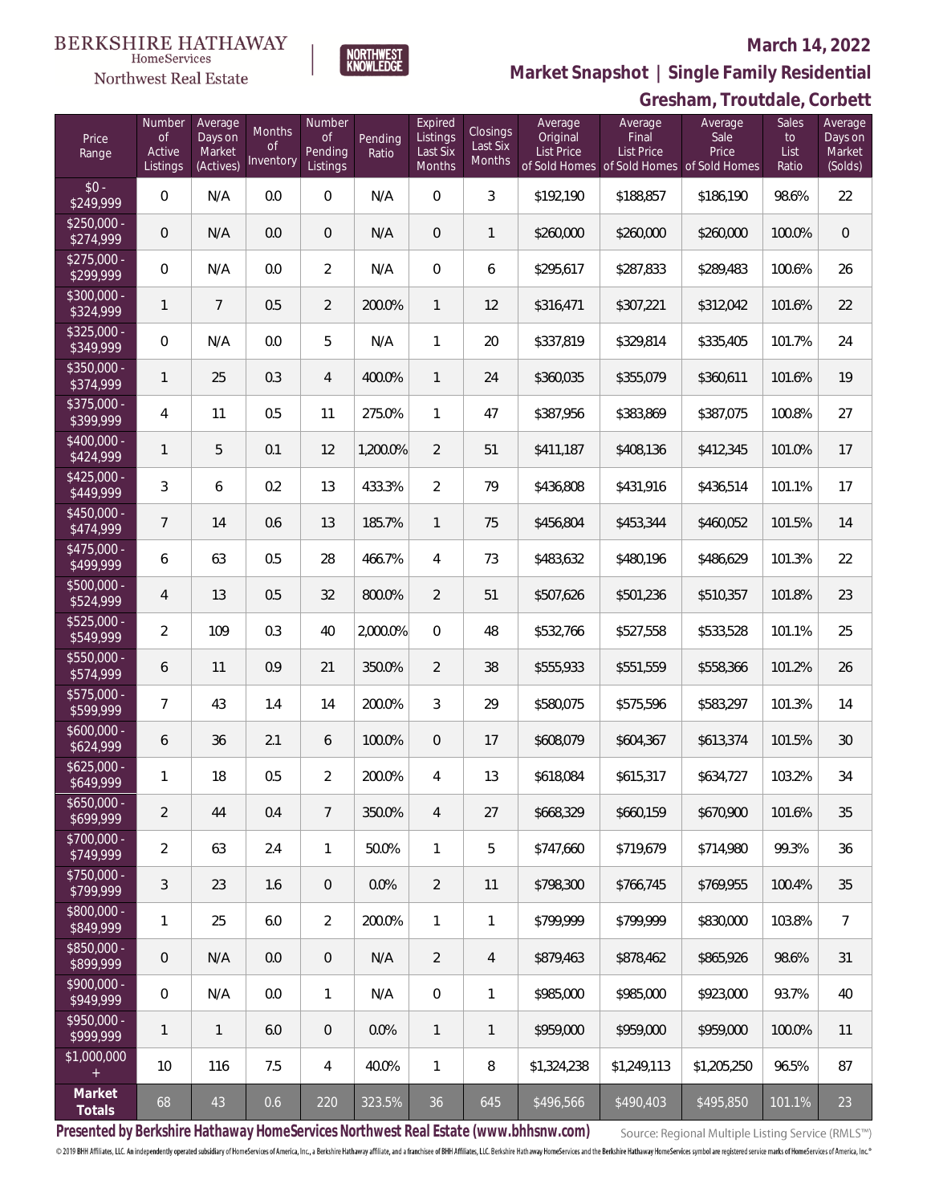BERKSHIRE HATHAWAY HomeServices Northwest Real Estate

NORTHWEST KNOWLEDGE

**March 14, 2022**

## Market Snapshot | Single Family Residential

## Gresham, Troutdale, Corbett

| Price Range | Number of Active Listings | Average Days on Market (Actives) | Months of Inventory | Number of Pending Listings | Pending Ratio | Expired Listings Last Six Months | Closings Last Six Months | Average Original List Price of Sold Homes | Average Final List Price of Sold Homes | Average Sale Price of Sold Homes | Sales to List Ratio | Average Days on Market (Solds) |
|---|---|---|---|---|---|---|---|---|---|---|---|---|
| $0 - $249,999 | 0 | N/A | 0.0 | 0 | N/A | 0 | 3 | $192,190 | $188,857 | $186,190 | 98.6% | 22 |
| $250,000 - $274,999 | 0 | N/A | 0.0 | 0 | N/A | 0 | 1 | $260,000 | $260,000 | $260,000 | 100.0% | 0 |
| $275,000 - $299,999 | 0 | N/A | 0.0 | 2 | N/A | 0 | 6 | $295,617 | $287,833 | $289,483 | 100.6% | 26 |
| $300,000 - $324,999 | 1 | 7 | 0.5 | 2 | 200.0% | 1 | 12 | $316,471 | $307,221 | $312,042 | 101.6% | 22 |
| $325,000 - $349,999 | 0 | N/A | 0.0 | 5 | N/A | 1 | 20 | $337,819 | $329,814 | $335,405 | 101.7% | 24 |
| $350,000 - $374,999 | 1 | 25 | 0.3 | 4 | 400.0% | 1 | 24 | $360,035 | $355,079 | $360,611 | 101.6% | 19 |
| $375,000 - $399,999 | 4 | 11 | 0.5 | 11 | 275.0% | 1 | 47 | $387,956 | $383,869 | $387,075 | 100.8% | 27 |
| $400,000 - $424,999 | 1 | 5 | 0.1 | 12 | 1,200.0% | 2 | 51 | $411,187 | $408,136 | $412,345 | 101.0% | 17 |
| $425,000 - $449,999 | 3 | 6 | 0.2 | 13 | 433.3% | 2 | 79 | $436,808 | $431,916 | $436,514 | 101.1% | 17 |
| $450,000 - $474,999 | 7 | 14 | 0.6 | 13 | 185.7% | 1 | 75 | $456,804 | $453,344 | $460,052 | 101.5% | 14 |
| $475,000 - $499,999 | 6 | 63 | 0.5 | 28 | 466.7% | 4 | 73 | $483,632 | $480,196 | $486,629 | 101.3% | 22 |
| $500,000 - $524,999 | 4 | 13 | 0.5 | 32 | 800.0% | 2 | 51 | $507,626 | $501,236 | $510,357 | 101.8% | 23 |
| $525,000 - $549,999 | 2 | 109 | 0.3 | 40 | 2,000.0% | 0 | 48 | $532,766 | $527,558 | $533,528 | 101.1% | 25 |
| $550,000 - $574,999 | 6 | 11 | 0.9 | 21 | 350.0% | 2 | 38 | $555,933 | $551,559 | $558,366 | 101.2% | 26 |
| $575,000 - $599,999 | 7 | 43 | 1.4 | 14 | 200.0% | 3 | 29 | $580,075 | $575,596 | $583,297 | 101.3% | 14 |
| $600,000 - $624,999 | 6 | 36 | 2.1 | 6 | 100.0% | 0 | 17 | $608,079 | $604,367 | $613,374 | 101.5% | 30 |
| $625,000 - $649,999 | 1 | 18 | 0.5 | 2 | 200.0% | 4 | 13 | $618,084 | $615,317 | $634,727 | 103.2% | 34 |
| $650,000 - $699,999 | 2 | 44 | 0.4 | 7 | 350.0% | 4 | 27 | $668,329 | $660,159 | $670,900 | 101.6% | 35 |
| $700,000 - $749,999 | 2 | 63 | 2.4 | 1 | 50.0% | 1 | 5 | $747,660 | $719,679 | $714,980 | 99.3% | 36 |
| $750,000 - $799,999 | 3 | 23 | 1.6 | 0 | 0.0% | 2 | 11 | $798,300 | $766,745 | $769,955 | 100.4% | 35 |
| $800,000 - $849,999 | 1 | 25 | 6.0 | 2 | 200.0% | 1 | 1 | $799,999 | $799,999 | $830,000 | 103.8% | 7 |
| $850,000 - $899,999 | 0 | N/A | 0.0 | 0 | N/A | 2 | 4 | $879,463 | $878,462 | $865,926 | 98.6% | 31 |
| $900,000 - $949,999 | 0 | N/A | 0.0 | 1 | N/A | 0 | 1 | $985,000 | $985,000 | $923,000 | 93.7% | 40 |
| $950,000 - $999,999 | 1 | 1 | 6.0 | 0 | 0.0% | 1 | 1 | $959,000 | $959,000 | $959,000 | 100.0% | 11 |
| $1,000,000 + | 10 | 116 | 7.5 | 4 | 40.0% | 1 | 8 | $1,324,238 | $1,249,113 | $1,205,250 | 96.5% | 87 |
| **Market Totals** | 68 | 43 | 0.6 | 220 | 323.5% | 36 | 645 | $496,566 | $490,403 | $495,850 | 101.1% | 23 |

**Presented by Berkshire Hathaway HomeServices Northwest Real Estate (www.bhhsnw.com)**

Source: Regional Multiple Listing Service (RMLS™)

© 2019 BHH Affiliates, LLC. An independently operated subsidiary of HomeServices of America, Inc., a Berkshire Hathaway affiliate, and a franchisee of BHH Affiliates, LLC. Berkshire Hathaway HomeServices and the Berkshire Hathaway HomeServices symbol are registered service marks of HomeServices of America, Inc.®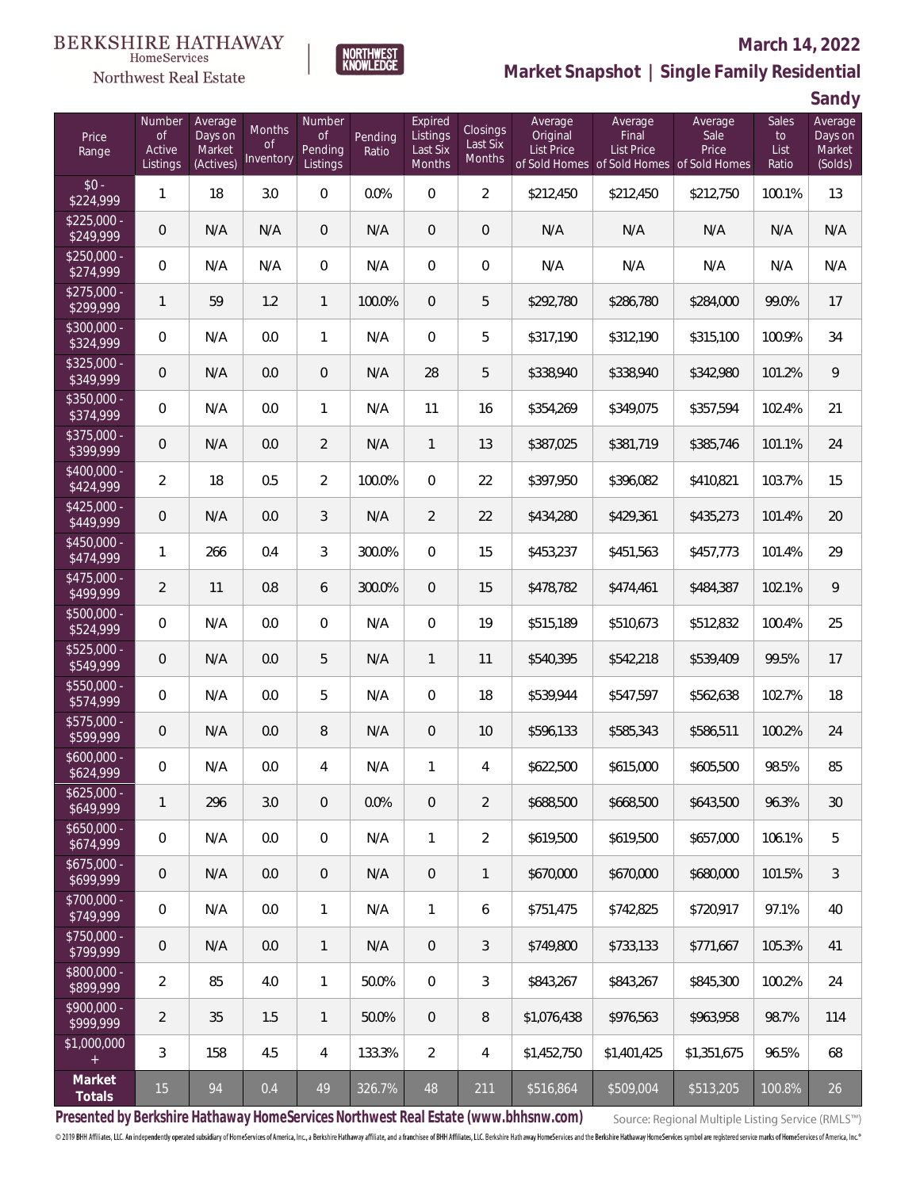BERKSHIRE HATHAWAY HomeServices Northwest Real Estate

NORTHWEST KNOWLEDGE

# March 14, 2022

## Market Snapshot | Single Family Residential

### Sandy

| Price Range | Number of Active Listings | Average Days on Market (Actives) | Months of Inventory | Number of Pending Listings | Pending Ratio | Expired Listings Last Six Months | Closings Last Six Months | Average Original List Price of Sold Homes | Average Final List Price of Sold Homes | Average Sale Price of Sold Homes | Sales to List Ratio | Average Days on Market (Solds) |
|---|---|---|---|---|---|---|---|---|---|---|---|---|
| $0 - $224,999 | 1 | 18 | 3.0 | 0 | 0.0% | 0 | 2 | $212,450 | $212,450 | $212,750 | 100.1% | 13 |
| $225,000 - $249,999 | 0 | N/A | N/A | 0 | N/A | 0 | 0 | N/A | N/A | N/A | N/A | N/A |
| $250,000 - $274,999 | 0 | N/A | N/A | 0 | N/A | 0 | 0 | N/A | N/A | N/A | N/A | N/A |
| $275,000 - $299,999 | 1 | 59 | 1.2 | 1 | 100.0% | 0 | 5 | $292,780 | $286,780 | $284,000 | 99.0% | 17 |
| $300,000 - $324,999 | 0 | N/A | 0.0 | 1 | N/A | 0 | 5 | $317,190 | $312,190 | $315,100 | 100.9% | 34 |
| $325,000 - $349,999 | 0 | N/A | 0.0 | 0 | N/A | 28 | 5 | $338,940 | $338,940 | $342,980 | 101.2% | 9 |
| $350,000 - $374,999 | 0 | N/A | 0.0 | 1 | N/A | 11 | 16 | $354,269 | $349,075 | $357,594 | 102.4% | 21 |
| $375,000 - $399,999 | 0 | N/A | 0.0 | 2 | N/A | 1 | 13 | $387,025 | $381,719 | $385,746 | 101.1% | 24 |
| $400,000 - $424,999 | 2 | 18 | 0.5 | 2 | 100.0% | 0 | 22 | $397,950 | $396,082 | $410,821 | 103.7% | 15 |
| $425,000 - $449,999 | 0 | N/A | 0.0 | 3 | N/A | 2 | 22 | $434,280 | $429,361 | $435,273 | 101.4% | 20 |
| $450,000 - $474,999 | 1 | 266 | 0.4 | 3 | 300.0% | 0 | 15 | $453,237 | $451,563 | $457,773 | 101.4% | 29 |
| $475,000 - $499,999 | 2 | 11 | 0.8 | 6 | 300.0% | 0 | 15 | $478,782 | $474,461 | $484,387 | 102.1% | 9 |
| $500,000 - $524,999 | 0 | N/A | 0.0 | 0 | N/A | 0 | 19 | $515,189 | $510,673 | $512,832 | 100.4% | 25 |
| $525,000 - $549,999 | 0 | N/A | 0.0 | 5 | N/A | 1 | 11 | $540,395 | $542,218 | $539,409 | 99.5% | 17 |
| $550,000 - $574,999 | 0 | N/A | 0.0 | 5 | N/A | 0 | 18 | $539,944 | $547,597 | $562,638 | 102.7% | 18 |
| $575,000 - $599,999 | 0 | N/A | 0.0 | 8 | N/A | 0 | 10 | $596,133 | $585,343 | $586,511 | 100.2% | 24 |
| $600,000 - $624,999 | 0 | N/A | 0.0 | 4 | N/A | 1 | 4 | $622,500 | $615,000 | $605,500 | 98.5% | 85 |
| $625,000 - $649,999 | 1 | 296 | 3.0 | 0 | 0.0% | 0 | 2 | $688,500 | $668,500 | $643,500 | 96.3% | 30 |
| $650,000 - $674,999 | 0 | N/A | 0.0 | 0 | N/A | 1 | 2 | $619,500 | $619,500 | $657,000 | 106.1% | 5 |
| $675,000 - $699,999 | 0 | N/A | 0.0 | 0 | N/A | 0 | 1 | $670,000 | $670,000 | $680,000 | 101.5% | 3 |
| $700,000 - $749,999 | 0 | N/A | 0.0 | 1 | N/A | 1 | 6 | $751,475 | $742,825 | $720,917 | 97.1% | 40 |
| $750,000 - $799,999 | 0 | N/A | 0.0 | 1 | N/A | 0 | 3 | $749,800 | $733,133 | $771,667 | 105.3% | 41 |
| $800,000 - $899,999 | 2 | 85 | 4.0 | 1 | 50.0% | 0 | 3 | $843,267 | $843,267 | $845,300 | 100.2% | 24 |
| $900,000 - $999,999 | 2 | 35 | 1.5 | 1 | 50.0% | 0 | 8 | $1,076,438 | $976,563 | $963,958 | 98.7% | 114 |
| $1,000,000 + | 3 | 158 | 4.5 | 4 | 133.3% | 2 | 4 | $1,452,750 | $1,401,425 | $1,351,675 | 96.5% | 68 |
| **Market Totals** | 15 | 94 | 0.4 | 49 | 326.7% | 48 | 211 | $516,864 | $509,004 | $513,205 | 100.8% | 26 |

**Presented by Berkshire Hathaway HomeServices Northwest Real Estate (www.bhhsnw.com)**

Source: Regional Multiple Listing Service (RMLS™)

© 2019 BHH Affiliates, LLC. An independently operated subsidiary of HomeServices of America, Inc., a Berkshire Hathaway affiliate, and a franchisee of BHH Affiliates, LLC. Berkshire Hathaway HomeServices and the Berkshire Hathaway HomeServices symbol are registered service marks of HomeServices of America, Inc.®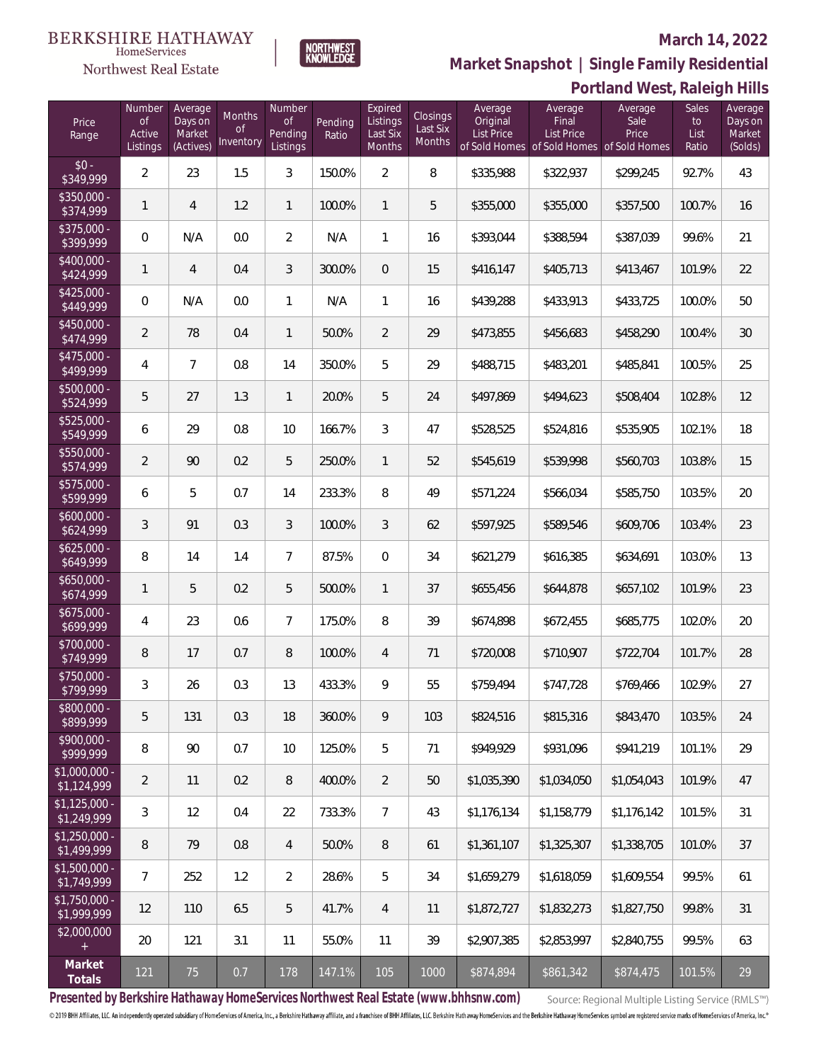BERKSHIRE HATHAWAY HomeServices Northwest Real Estate

NORTHWEST KNOWLEDGE

**March 14, 2022**

## Market Snapshot | Single Family Residential

## Portland West, Raleigh Hills

| Price Range | Number of Active Listings | Average Days on Market (Actives) | Months of Inventory | Number of Pending Listings | Pending Ratio | Expired Listings Last Six Months | Closings Last Six Months | Average Original List Price of Sold Homes | Average Final List Price of Sold Homes | Average Sale Price of Sold Homes | Sales to List Ratio | Average Days on Market (Solds) |
|---|---|---|---|---|---|---|---|---|---|---|---|---|
| $0 - $349,999 | 2 | 23 | 1.5 | 3 | 150.0% | 2 | 8 | $335,988 | $322,937 | $299,245 | 92.7% | 43 |
| $350,000 - $374,999 | 1 | 4 | 1.2 | 1 | 100.0% | 1 | 5 | $355,000 | $355,000 | $357,500 | 100.7% | 16 |
| $375,000 - $399,999 | 0 | N/A | 0.0 | 2 | N/A | 1 | 16 | $393,044 | $388,594 | $387,039 | 99.6% | 21 |
| $400,000 - $424,999 | 1 | 4 | 0.4 | 3 | 300.0% | 0 | 15 | $416,147 | $405,713 | $413,467 | 101.9% | 22 |
| $425,000 - $449,999 | 0 | N/A | 0.0 | 1 | N/A | 1 | 16 | $439,288 | $433,913 | $433,725 | 100.0% | 50 |
| $450,000 - $474,999 | 2 | 78 | 0.4 | 1 | 50.0% | 2 | 29 | $473,855 | $456,683 | $458,290 | 100.4% | 30 |
| $475,000 - $499,999 | 4 | 7 | 0.8 | 14 | 350.0% | 5 | 29 | $488,715 | $483,201 | $485,841 | 100.5% | 25 |
| $500,000 - $524,999 | 5 | 27 | 1.3 | 1 | 20.0% | 5 | 24 | $497,869 | $494,623 | $508,404 | 102.8% | 12 |
| $525,000 - $549,999 | 6 | 29 | 0.8 | 10 | 166.7% | 3 | 47 | $528,525 | $524,816 | $535,905 | 102.1% | 18 |
| $550,000 - $574,999 | 2 | 90 | 0.2 | 5 | 250.0% | 1 | 52 | $545,619 | $539,998 | $560,703 | 103.8% | 15 |
| $575,000 - $599,999 | 6 | 5 | 0.7 | 14 | 233.3% | 8 | 49 | $571,224 | $566,034 | $585,750 | 103.5% | 20 |
| $600,000 - $624,999 | 3 | 91 | 0.3 | 3 | 100.0% | 3 | 62 | $597,925 | $589,546 | $609,706 | 103.4% | 23 |
| $625,000 - $649,999 | 8 | 14 | 1.4 | 7 | 87.5% | 0 | 34 | $621,279 | $616,385 | $634,691 | 103.0% | 13 |
| $650,000 - $674,999 | 1 | 5 | 0.2 | 5 | 500.0% | 1 | 37 | $655,456 | $644,878 | $657,102 | 101.9% | 23 |
| $675,000 - $699,999 | 4 | 23 | 0.6 | 7 | 175.0% | 8 | 39 | $674,898 | $672,455 | $685,775 | 102.0% | 20 |
| $700,000 - $749,999 | 8 | 17 | 0.7 | 8 | 100.0% | 4 | 71 | $720,008 | $710,907 | $722,704 | 101.7% | 28 |
| $750,000 - $799,999 | 3 | 26 | 0.3 | 13 | 433.3% | 9 | 55 | $759,494 | $747,728 | $769,466 | 102.9% | 27 |
| $800,000 - $899,999 | 5 | 131 | 0.3 | 18 | 360.0% | 9 | 103 | $824,516 | $815,316 | $843,470 | 103.5% | 24 |
| $900,000 - $999,999 | 8 | 90 | 0.7 | 10 | 125.0% | 5 | 71 | $949,929 | $931,096 | $941,219 | 101.1% | 29 |
| $1,000,000 - $1,124,999 | 2 | 11 | 0.2 | 8 | 400.0% | 2 | 50 | $1,035,390 | $1,034,050 | $1,054,043 | 101.9% | 47 |
| $1,125,000 - $1,249,999 | 3 | 12 | 0.4 | 22 | 733.3% | 7 | 43 | $1,176,134 | $1,158,779 | $1,176,142 | 101.5% | 31 |
| $1,250,000 - $1,499,999 | 8 | 79 | 0.8 | 4 | 50.0% | 8 | 61 | $1,361,107 | $1,325,307 | $1,338,705 | 101.0% | 37 |
| $1,500,000 - $1,749,999 | 7 | 252 | 1.2 | 2 | 28.6% | 5 | 34 | $1,659,279 | $1,618,059 | $1,609,554 | 99.5% | 61 |
| $1,750,000 - $1,999,999 | 12 | 110 | 6.5 | 5 | 41.7% | 4 | 11 | $1,872,727 | $1,832,273 | $1,827,750 | 99.8% | 31 |
| $2,000,000 + | 20 | 121 | 3.1 | 11 | 55.0% | 11 | 39 | $2,907,385 | $2,853,997 | $2,840,755 | 99.5% | 63 |
| **Market Totals** | 121 | 75 | 0.7 | 178 | 147.1% | 105 | 1000 | $874,894 | $861,342 | $874,475 | 101.5% | 29 |

**Presented by Berkshire Hathaway HomeServices Northwest Real Estate (www.bhhsnw.com)**

Source: Regional Multiple Listing Service (RMLS™)

© 2019 BHH Affiliates, LLC. An independently operated subsidiary of HomeServices of America, Inc., a Berkshire Hathaway affiliate, and a franchisee of BHH Affiliates, LLC. Berkshire Hathaway HomeServices and the Berkshire Hathaway HomeServices symbol are registered service marks of HomeServices of America, Inc.®